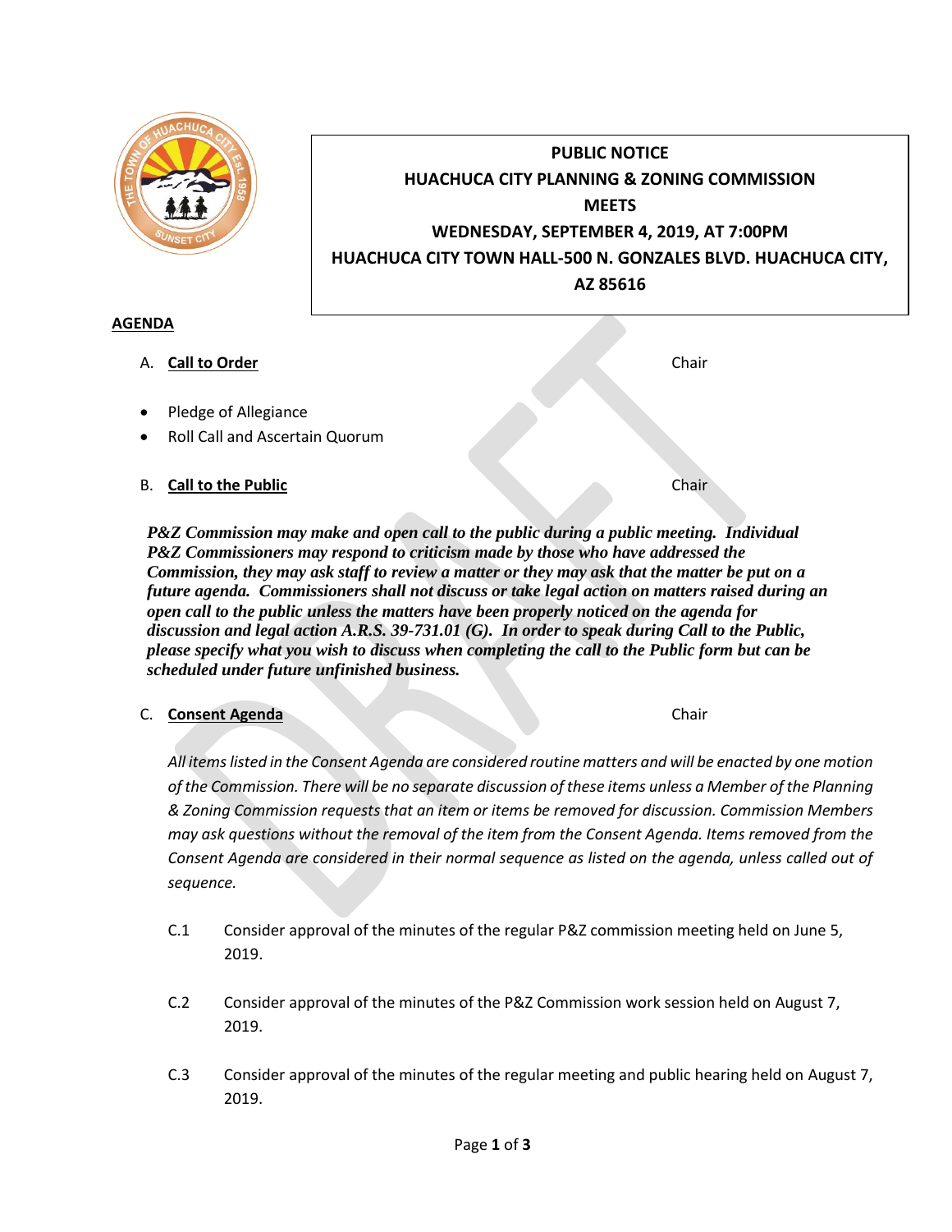**PUBLIC NOTICE**
**HUACHUCA CITY PLANNING & ZONING COMMISSION**
**MEETS**
**WEDNESDAY, SEPTEMBER 4, 2019, AT 7:00PM**
**HUACHUCA CITY TOWN HALL-500 N. GONZALES BLVD. HUACHUCA CITY, AZ 85616**

## AGENDA

A. **Call to Order** — Chair

- Pledge of Allegiance
- Roll Call and Ascertain Quorum

B. **Call to the Public** — Chair

***P&Z Commission may make and open call to the public during a public meeting. Individual P&Z Commissioners may respond to criticism made by those who have addressed the Commission, they may ask staff to review a matter or they may ask that the matter be put on a future agenda. Commissioners shall not discuss or take legal action on matters raised during an open call to the public unless the matters have been properly noticed on the agenda for discussion and legal action A.R.S. 39-731.01 (G). In order to speak during Call to the Public, please specify what you wish to discuss when completing the call to the Public form but can be scheduled under future unfinished business.***

C. **Consent Agenda** — Chair

*All items listed in the Consent Agenda are considered routine matters and will be enacted by one motion of the Commission. There will be no separate discussion of these items unless a Member of the Planning & Zoning Commission requests that an item or items be removed for discussion. Commission Members may ask questions without the removal of the item from the Consent Agenda. Items removed from the Consent Agenda are considered in their normal sequence as listed on the agenda, unless called out of sequence.*

C.1 Consider approval of the minutes of the regular P&Z commission meeting held on June 5, 2019.

C.2 Consider approval of the minutes of the P&Z Commission work session held on August 7, 2019.

C.3 Consider approval of the minutes of the regular meeting and public hearing held on August 7, 2019.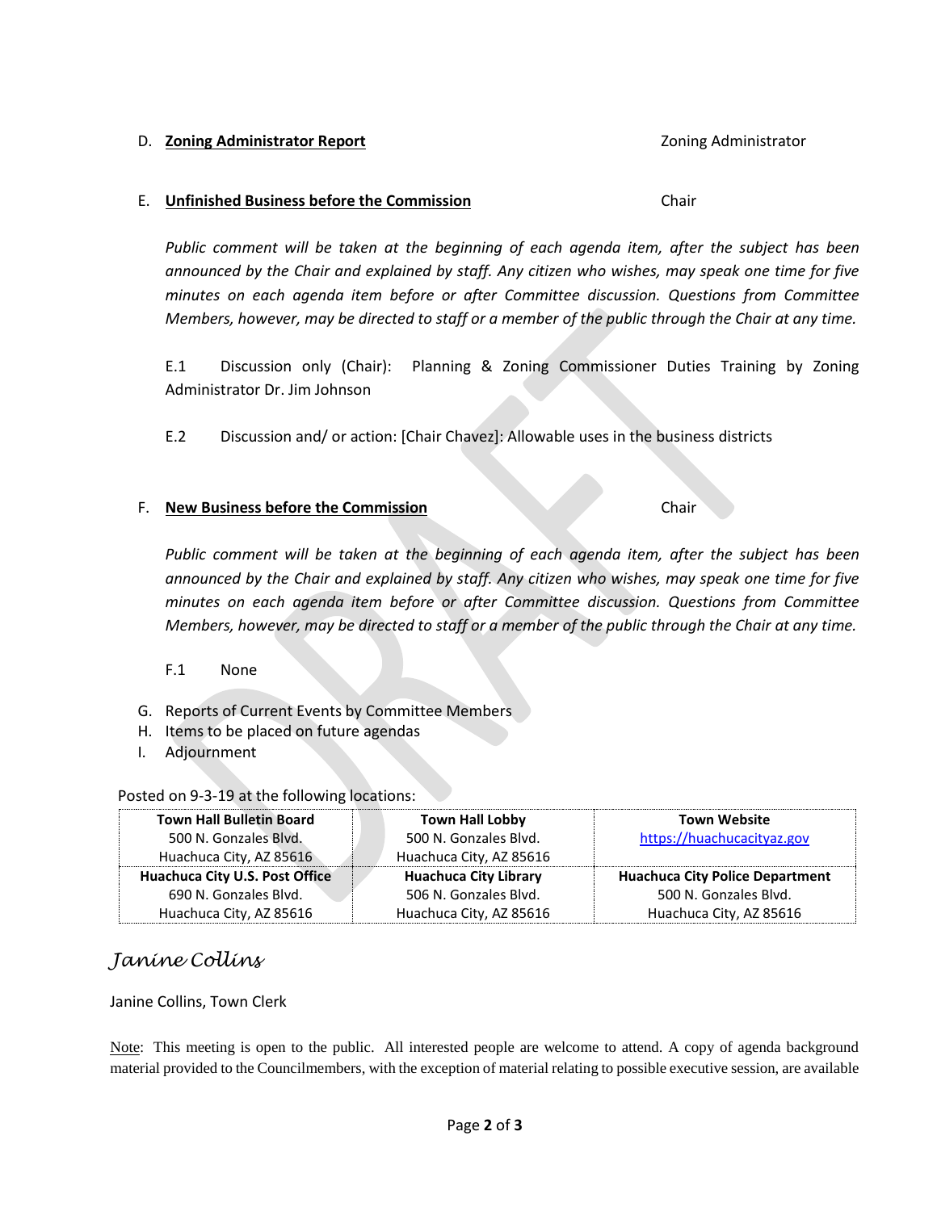D. **Zoning Administrator Report** Zoning Administrator

E. **Unfinished Business before the Commission** Chair

*Public comment will be taken at the beginning of each agenda item, after the subject has been announced by the Chair and explained by staff. Any citizen who wishes, may speak one time for five minutes on each agenda item before or after Committee discussion. Questions from Committee Members, however, may be directed to staff or a member of the public through the Chair at any time.*

E.1 Discussion only (Chair): Planning & Zoning Commissioner Duties Training by Zoning Administrator Dr. Jim Johnson

E.2 Discussion and/ or action: [Chair Chavez]: Allowable uses in the business districts

F. **New Business before the Commission** Chair

*Public comment will be taken at the beginning of each agenda item, after the subject has been announced by the Chair and explained by staff. Any citizen who wishes, may speak one time for five minutes on each agenda item before or after Committee discussion. Questions from Committee Members, however, may be directed to staff or a member of the public through the Chair at any time.*

F.1 None

G. Reports of Current Events by Committee Members
H. Items to be placed on future agendas
I. Adjournment

Posted on 9-3-19 at the following locations:

| **Town Hall Bulletin Board**<br>500 N. Gonzales Blvd.<br>Huachuca City, AZ 85616 | **Town Hall Lobby**<br>500 N. Gonzales Blvd.<br>Huachuca City, AZ 85616 | **Town Website**<br>https://huachucacityaz.gov |
|---|---|---|
| **Huachuca City U.S. Post Office**<br>690 N. Gonzales Blvd.<br>Huachuca City, AZ 85616 | **Huachuca City Library**<br>506 N. Gonzales Blvd.<br>Huachuca City, AZ 85616 | **Huachuca City Police Department**<br>500 N. Gonzales Blvd.<br>Huachuca City, AZ 85616 |

*Janine Collins*

Janine Collins, Town Clerk

Note: This meeting is open to the public. All interested people are welcome to attend. A copy of agenda background material provided to the Councilmembers, with the exception of material relating to possible executive session, are available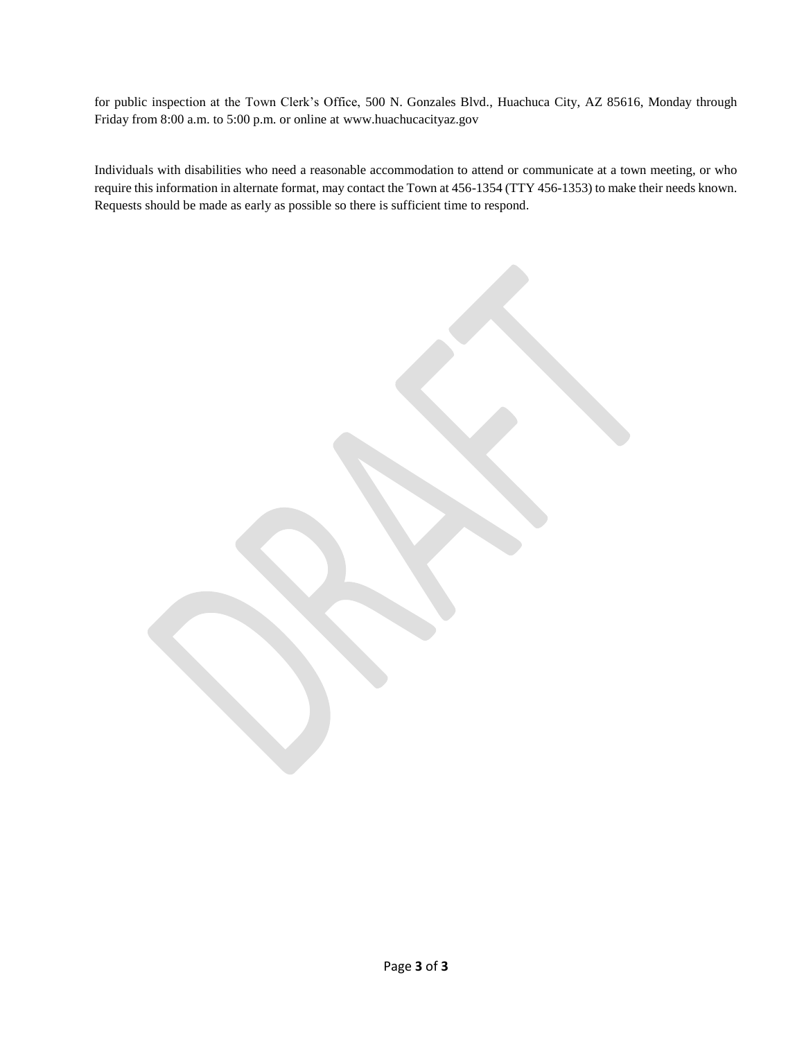for public inspection at the Town Clerk's Office, 500 N. Gonzales Blvd., Huachuca City, AZ 85616, Monday through Friday from 8:00 a.m. to 5:00 p.m. or online at www.huachucacityaz.gov

Individuals with disabilities who need a reasonable accommodation to attend or communicate at a town meeting, or who require this information in alternate format, may contact the Town at 456-1354 (TTY 456-1353) to make their needs known. Requests should be made as early as possible so there is sufficient time to respond.